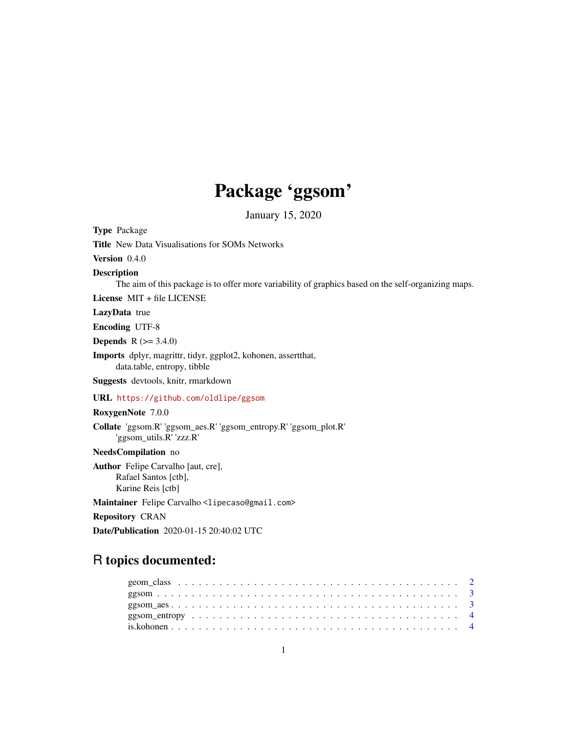# Package 'ggsom'

January 15, 2020

**Type** Package

**Title** New Data Visualisations for SOMs Networks

**Version** 0.4.0

**Description**
The aim of this package is to offer more variability of graphics based on the self-organizing maps.

**License** MIT + file LICENSE

**LazyData** true

**Encoding** UTF-8

**Depends** R (>= 3.4.0)

**Imports** dplyr, magrittr, tidyr, ggplot2, kohonen, assertthat,
data.table, entropy, tibble

**Suggests** devtools, knitr, rmarkdown

**URL** https://github.com/oldlipe/ggsom

**RoxygenNote** 7.0.0

**Collate** 'ggsom.R' 'ggsom_aes.R' 'ggsom_entropy.R' 'ggsom_plot.R'
'ggsom_utils.R' 'zzz.R'

**NeedsCompilation** no

**Author** Felipe Carvalho [aut, cre],
Rafael Santos [ctb],
Karine Reis [ctb]

**Maintainer** Felipe Carvalho <lipecaso@gmail.com>

**Repository** CRAN

**Date/Publication** 2020-01-15 20:40:02 UTC

## R topics documented:

geom_class . . . . . . . . . . . . . . . . . . . . . . . . . . . . . . . . . . . . . . . . 2
ggsom . . . . . . . . . . . . . . . . . . . . . . . . . . . . . . . . . . . . . . . . . . . 3
ggsom_aes . . . . . . . . . . . . . . . . . . . . . . . . . . . . . . . . . . . . . . . . 3
ggsom_entropy . . . . . . . . . . . . . . . . . . . . . . . . . . . . . . . . . . . . . . 4
is.kohonen . . . . . . . . . . . . . . . . . . . . . . . . . . . . . . . . . . . . . . . . 4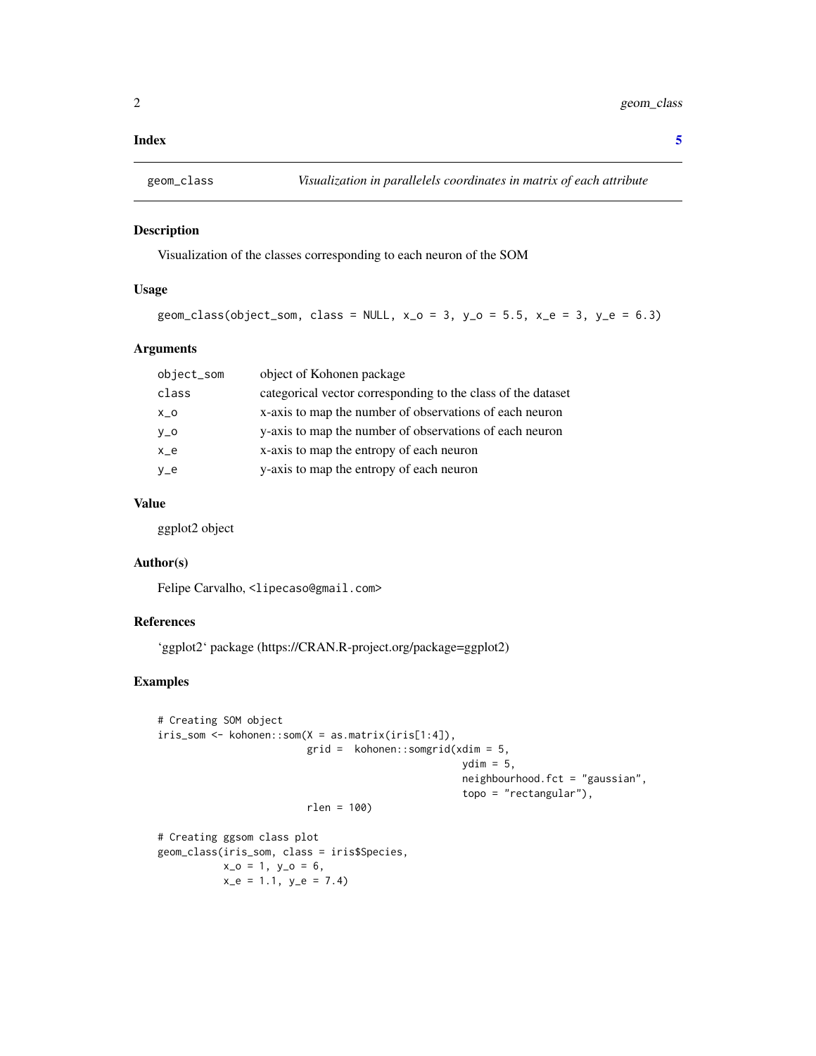**Index** **5**

---

`geom_class` *Visualization in parallelels coordinates in matrix of each attribute*

---

### Description

Visualization of the classes corresponding to each neuron of the SOM

### Usage

```
geom_class(object_som, class = NULL, x_o = 3, y_o = 5.5, x_e = 3, y_e = 6.3)
```

### Arguments

| | |
|---|---|
| object_som | object of Kohonen package |
| class | categorical vector corresponding to the class of the dataset |
| x_o | x-axis to map the number of observations of each neuron |
| y_o | y-axis to map the number of observations of each neuron |
| x_e | x-axis to map the entropy of each neuron |
| y_e | y-axis to map the entropy of each neuron |

### Value

ggplot2 object

### Author(s)

Felipe Carvalho, <lipecaso@gmail.com>

### References

'ggplot2' package (https://CRAN.R-project.org/package=ggplot2)

### Examples

```
# Creating SOM object
iris_som <- kohonen::som(X = as.matrix(iris[1:4]),
                         grid =  kohonen::somgrid(xdim = 5,
                                                  ydim = 5,
                                                  neighbourhood.fct = "gaussian",
                                                  topo = "rectangular"),
                         rlen = 100)

# Creating ggsom class plot
geom_class(iris_som, class = iris$Species,
           x_o = 1, y_o = 6,
           x_e = 1.1, y_e = 7.4)
```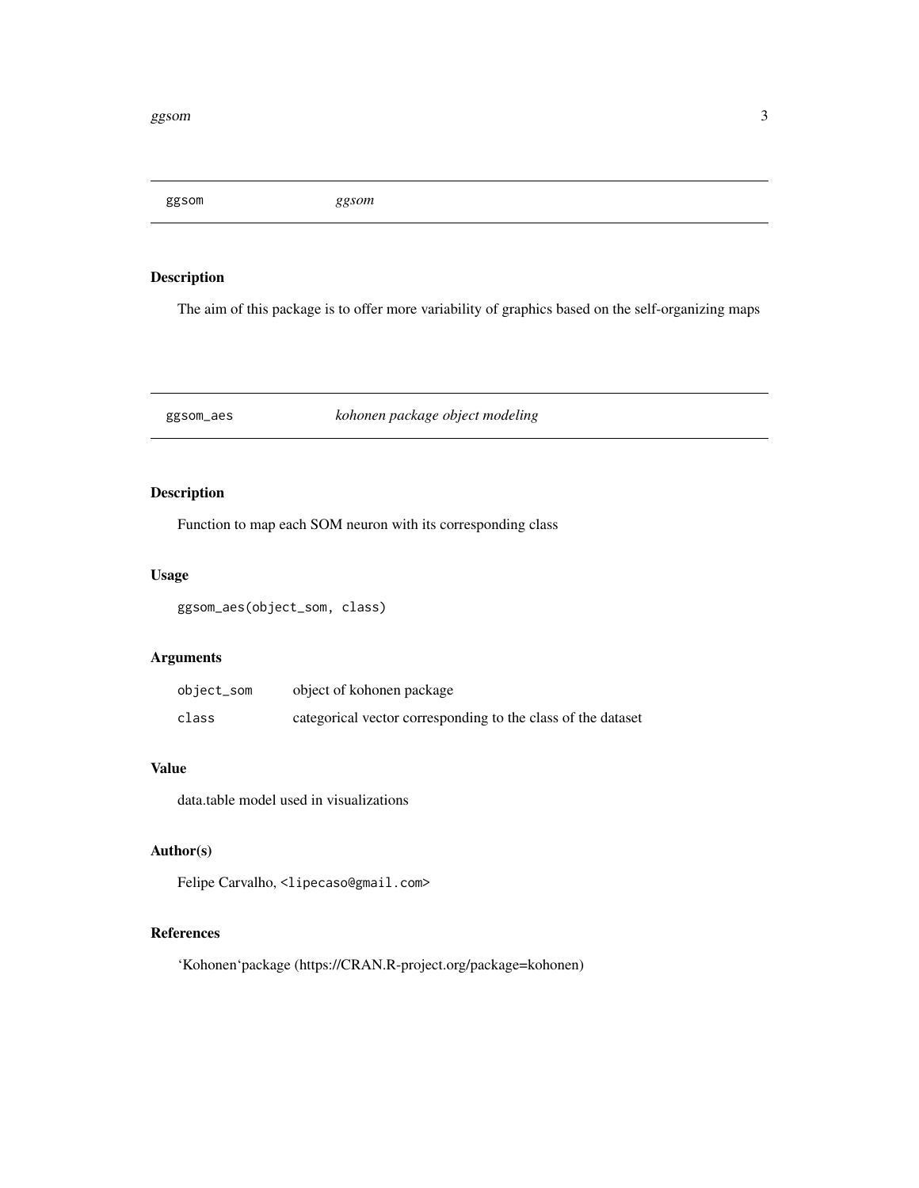## ggsom — *ggsom*

### Description

The aim of this package is to offer more variability of graphics based on the self-organizing maps

## ggsom_aes — *kohonen package object modeling*

### Description

Function to map each SOM neuron with its corresponding class

### Usage

```
ggsom_aes(object_som, class)
```

### Arguments

| | |
|---|---|
| `object_som` | object of kohonen package |
| `class` | categorical vector corresponding to the class of the dataset |

### Value

data.table model used in visualizations

### Author(s)

Felipe Carvalho, `<lipecaso@gmail.com>`

### References

'Kohonen'package (https://CRAN.R-project.org/package=kohonen)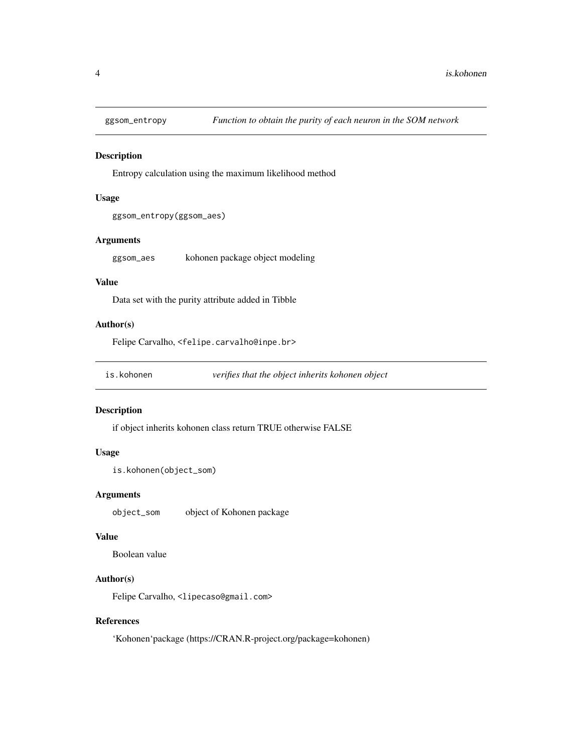## `ggsom_entropy` — *Function to obtain the purity of each neuron in the SOM network*

### Description

Entropy calculation using the maximum likelihood method

### Usage

```
ggsom_entropy(ggsom_aes)
```

### Arguments

`ggsom_aes` kohonen package object modeling

### Value

Data set with the purity attribute added in Tibble

### Author(s)

Felipe Carvalho, `<felipe.carvalho@inpe.br>`

## `is.kohonen` — *verifies that the object inherits kohonen object*

### Description

if object inherits kohonen class return TRUE otherwise FALSE

### Usage

```
is.kohonen(object_som)
```

### Arguments

`object_som` object of Kohonen package

### Value

Boolean value

### Author(s)

Felipe Carvalho, `<lipecaso@gmail.com>`

### References

'Kohonen'package (https://CRAN.R-project.org/package=kohonen)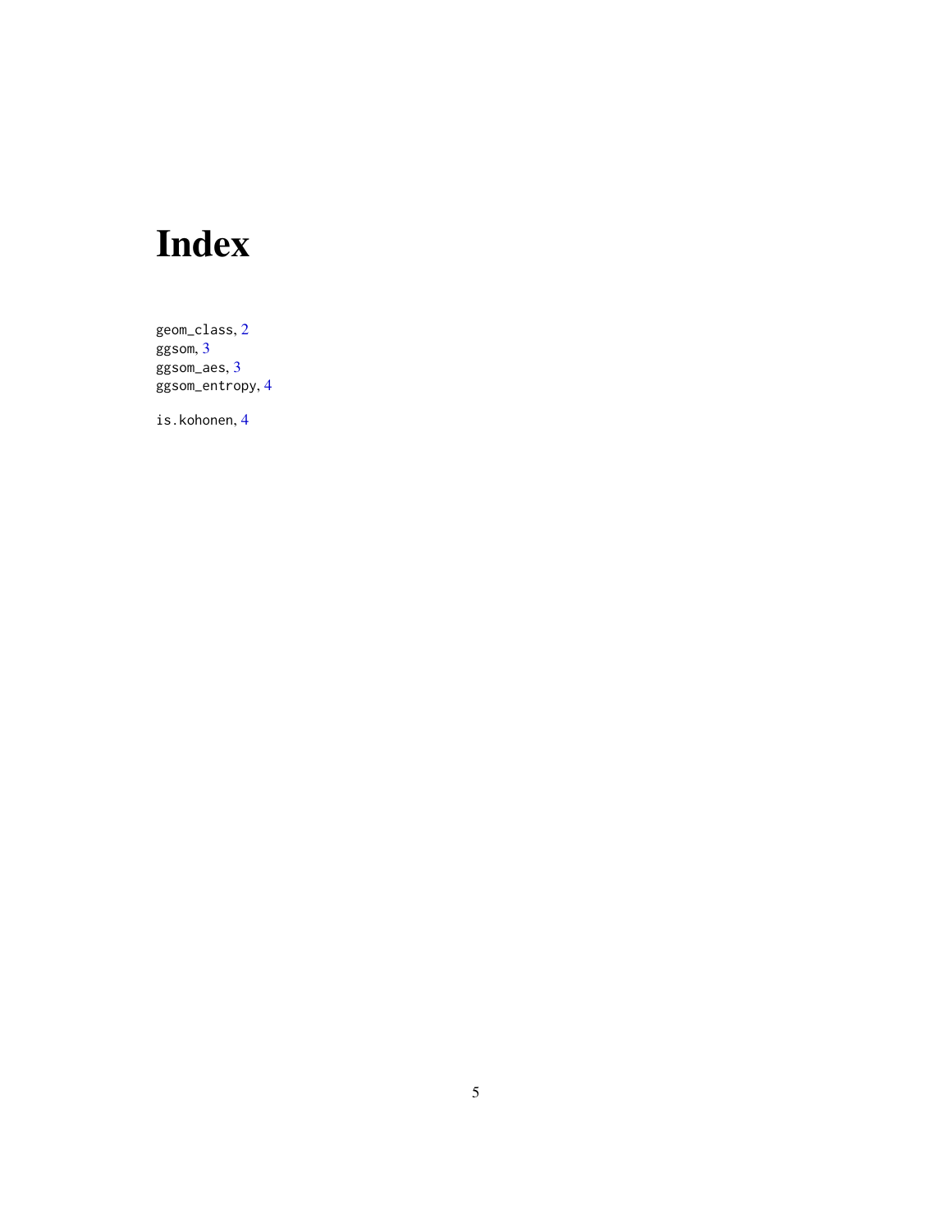# Index

geom_class, 2
ggsom, 3
ggsom_aes, 3
ggsom_entropy, 4

is.kohonen, 4